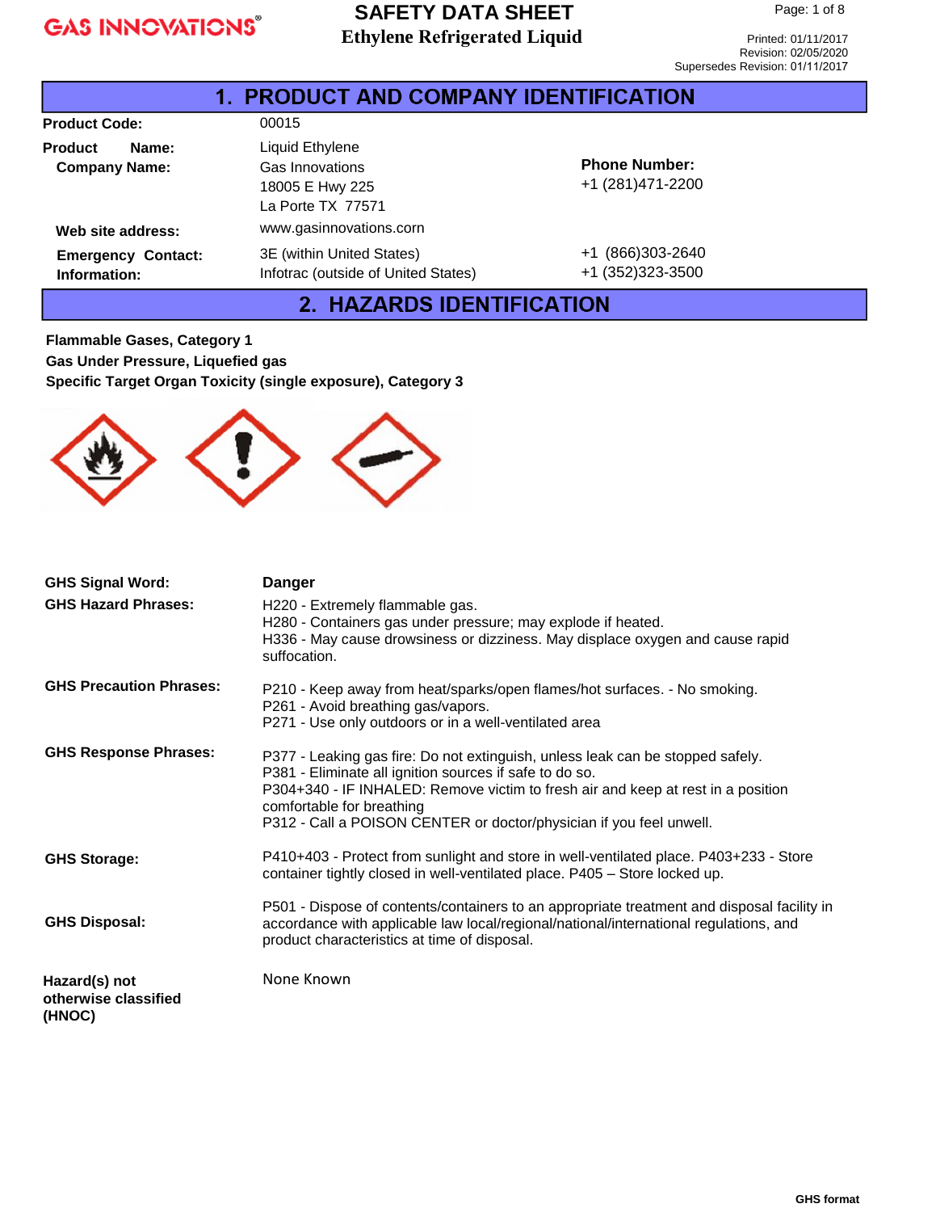# SAFETY DATA SHEET

**Ethylene Refrigerated Liquid**

Printed: 01/11/2017
Revision: 02/05/2020
Supersedes Revision: 01/11/2017

## 1. PRODUCT AND COMPANY IDENTIFICATION

| | | |
|---|---|---|
| **Product Code:** | 00015 | |
| **Product Name:** | Liquid Ethylene | |
| **Company Name:** | Gas Innovations<br>18005 E Hwy 225<br>La Porte TX 77571 | **Phone Number:**<br>+1 (281)471-2200 |
| **Web site address:** | www.gasinnovations.corn | |
| **Emergency Contact: Information:** | 3E (within United States)<br>Infotrac (outside of United States) | +1 (866)303-2640<br>+1 (352)323-3500 |

## 2. HAZARDS IDENTIFICATION

**Flammable Gases, Category 1**
**Gas Under Pressure, Liquefied gas**
**Specific Target Organ Toxicity (single exposure), Category 3**

**GHS Signal Word:** **Danger**

**GHS Hazard Phrases:**
H220 - Extremely flammable gas.
H280 - Containers gas under pressure; may explode if heated.
H336 - May cause drowsiness or dizziness. May displace oxygen and cause rapid suffocation.

**GHS Precaution Phrases:**
P210 - Keep away from heat/sparks/open flames/hot surfaces. - No smoking.
P261 - Avoid breathing gas/vapors.
P271 - Use only outdoors or in a well-ventilated area

**GHS Response Phrases:**
P377 - Leaking gas fire: Do not extinguish, unless leak can be stopped safely.
P381 - Eliminate all ignition sources if safe to do so.
P304+340 - IF INHALED: Remove victim to fresh air and keep at rest in a position comfortable for breathing
P312 - Call a POISON CENTER or doctor/physician if you feel unwell.

**GHS Storage:**
P410+403 - Protect from sunlight and store in well-ventilated place. P403+233 - Store container tightly closed in well-ventilated place. P405 – Store locked up.

**GHS Disposal:**
P501 - Dispose of contents/containers to an appropriate treatment and disposal facility in accordance with applicable law local/regional/national/international regulations, and product characteristics at time of disposal.

**Hazard(s) not otherwise classified (HNOC)**
None Known

GHS format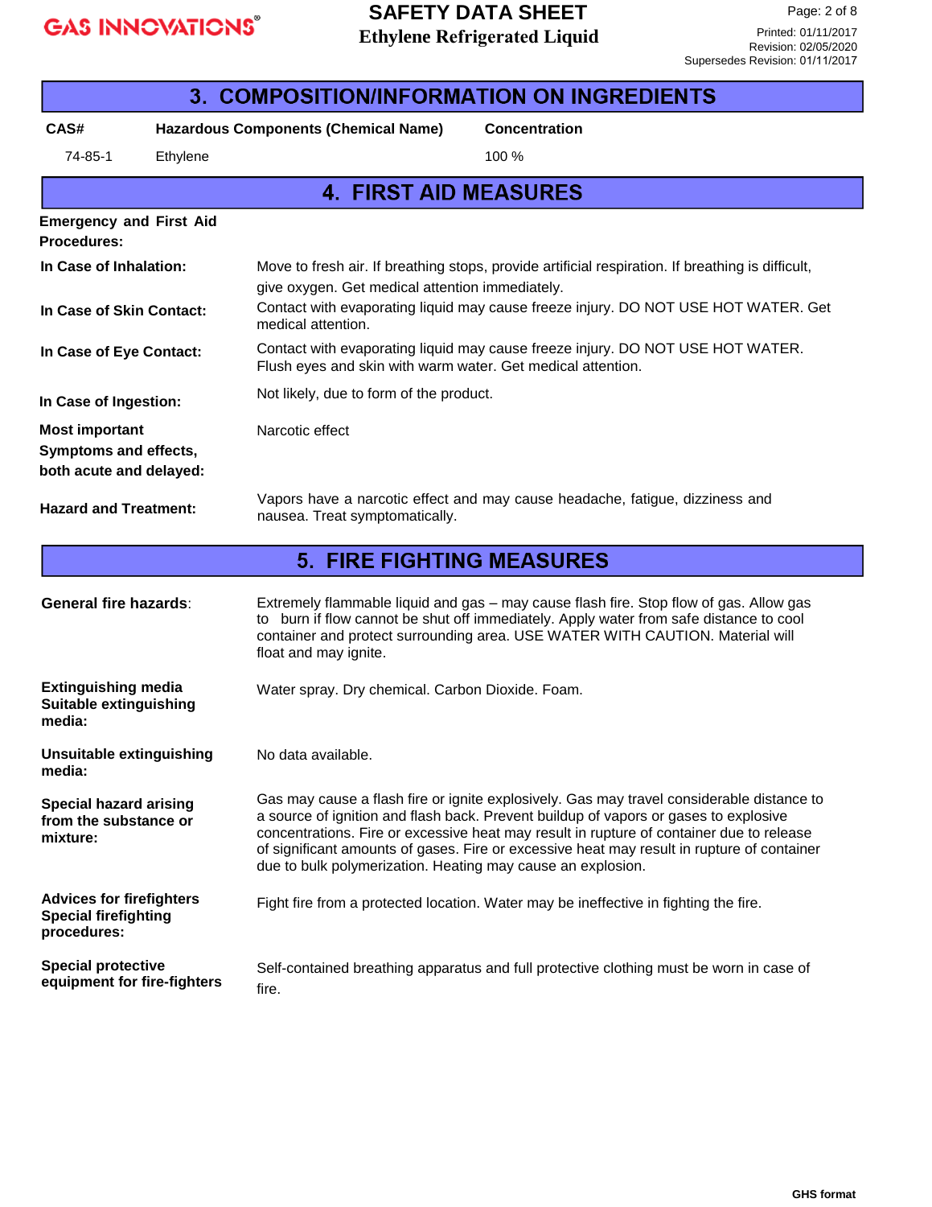## 3. COMPOSITION/INFORMATION ON INGREDIENTS

| CAS# | Hazardous Components (Chemical Name) | Concentration |
|---|---|---|
| 74-85-1 | Ethylene | 100 % |

## 4. FIRST AID MEASURES

**Emergency and First Aid Procedures:**

**In Case of Inhalation:** Move to fresh air. If breathing stops, provide artificial respiration. If breathing is difficult, give oxygen. Get medical attention immediately.

**In Case of Skin Contact:** Contact with evaporating liquid may cause freeze injury. DO NOT USE HOT WATER. Get medical attention.

**In Case of Eye Contact:** Contact with evaporating liquid may cause freeze injury. DO NOT USE HOT WATER. Flush eyes and skin with warm water. Get medical attention.

**In Case of Ingestion:** Not likely, due to form of the product.

**Most important Symptoms and effects, both acute and delayed:** Narcotic effect

**Hazard and Treatment:** Vapors have a narcotic effect and may cause headache, fatigue, dizziness and nausea. Treat symptomatically.

## 5. FIRE FIGHTING MEASURES

**General fire hazards**: Extremely flammable liquid and gas – may cause flash fire. Stop flow of gas. Allow gas to burn if flow cannot be shut off immediately. Apply water from safe distance to cool container and protect surrounding area. USE WATER WITH CAUTION. Material will float and may ignite.

**Extingushing media Suitable extinguishing media:** Water spray. Dry chemical. Carbon Dioxide. Foam.

**Unsuitable extinguishing media:** No data available.

**Special hazard arising from the substance or mixture:** Gas may cause a flash fire or ignite explosively. Gas may travel considerable distance to a source of ignition and flash back. Prevent buildup of vapors or gases to explosive concentrations. Fire or excessive heat may result in rupture of container due to release of significant amounts of gases. Fire or excessive heat may result in rupture of container due to bulk polymerization. Heating may cause an explosion.

**Advices for firefighters Special firefighting procedures:** Fight fire from a protected location. Water may be ineffective in fighting the fire.

**Special protective equipment for fire-fighters** Self-contained breathing apparatus and full protective clothing must be worn in case of fire.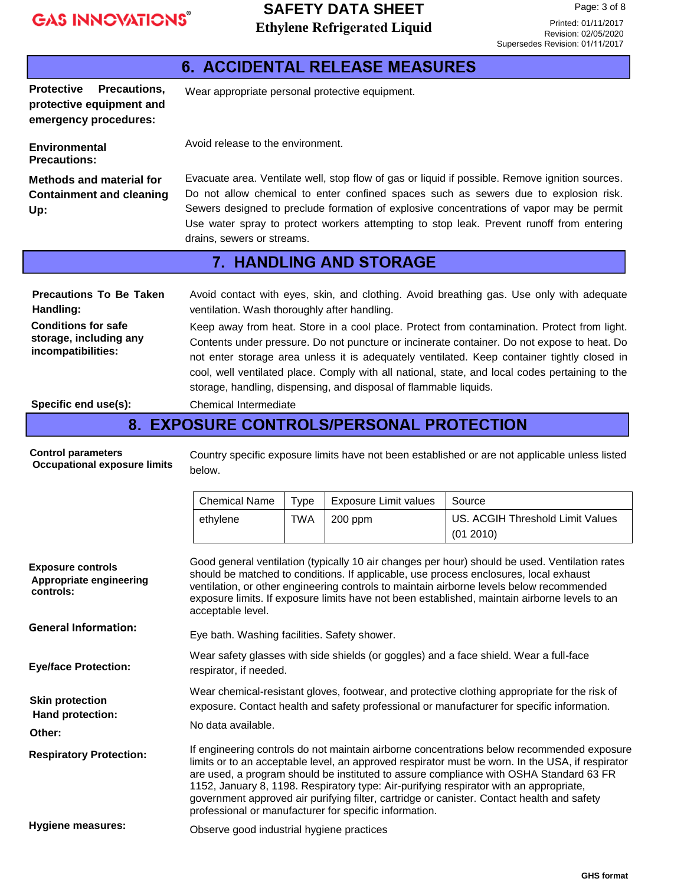## 6. ACCIDENTAL RELEASE MEASURES

**Protective Precautions, protective equipment and emergency procedures:** Wear appropriate personal protective equipment.

**Environmental Precautions:** Avoid release to the environment.

**Methods and material for Containment and cleaning Up:** Evacuate area. Ventilate well, stop flow of gas or liquid if possible. Remove ignition sources. Do not allow chemical to enter confined spaces such as sewers due to explosion risk. Sewers designed to preclude formation of explosive concentrations of vapor may be permit Use water spray to protect workers attempting to stop leak. Prevent runoff from entering drains, sewers or streams.

## 7. HANDLING AND STORAGE

**Precautions To Be Taken Handling:** Avoid contact with eyes, skin, and clothing. Avoid breathing gas. Use only with adequate ventilation. Wash thoroughly after handling.

**Conditions for safe storage, including any incompatibilities:** Keep away from heat. Store in a cool place. Protect from contamination. Protect from light. Contents under pressure. Do not puncture or incinerate container. Do not expose to heat. Do not enter storage area unless it is adequately ventilated. Keep container tightly closed in cool, well ventilated place. Comply with all national, state, and local codes pertaining to the storage, handling, dispensing, and disposal of flammable liquids.

**Specific end use(s):** Chemical Intermediate

## 8. EXPOSURE CONTROLS/PERSONAL PROTECTION

**Control parameters**
**Occupational exposure limits**

Country specific exposure limits have not been established or are not applicable unless listed below.

| Chemical Name | Type | Exposure Limit values | Source |
|---|---|---|---|
| ethylene | TWA | 200 ppm | US. ACGIH Threshold Limit Values (01 2010) |

**Exposure controls**
**Appropriate engineering controls:** Good general ventilation (typically 10 air changes per hour) should be used. Ventilation rates should be matched to conditions. If applicable, use process enclosures, local exhaust ventilation, or other engineering controls to maintain airborne levels below recommended exposure limits. If exposure limits have not been established, maintain airborne levels to an acceptable level.

**General Information:** Eye bath. Washing facilities. Safety shower.

**Eye/face Protection:** Wear safety glasses with side shields (or goggles) and a face shield. Wear a full-face respirator, if needed.

**Skin protection**
**Hand protection:** Wear chemical-resistant gloves, footwear, and protective clothing appropriate for the risk of exposure. Contact health and safety professional or manufacturer for specific information.

**Other:** No data available.

**Respiratory Protection:** If engineering controls do not maintain airborne concentrations below recommended exposure limits or to an acceptable level, an approved respirator must be worn. In the USA, if respirator are used, a program should be instituted to assure compliance with OSHA Standard 63 FR 1152, January 8, 1198. Respiratory type: Air-purifying respirator with an appropriate, government approved air purifying filter, cartridge or canister. Contact health and safety professional or manufacturer for specific information.

**Hygiene measures:** Observe good industrial hygiene practices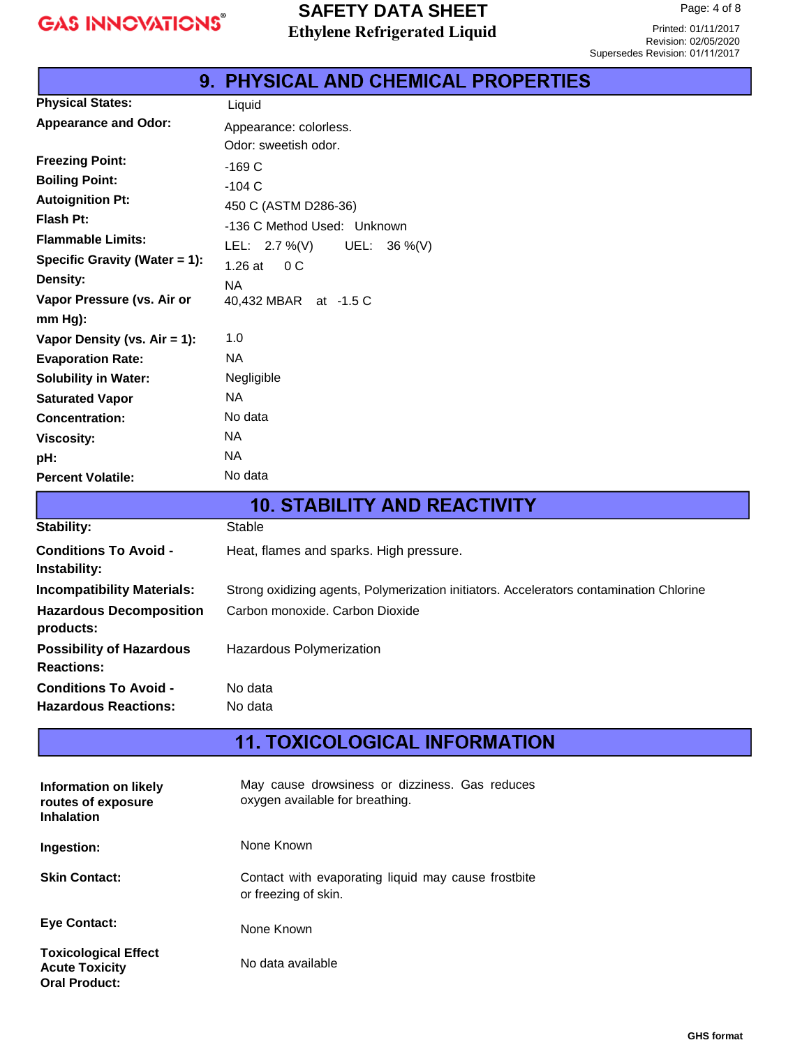## 9. PHYSICAL AND CHEMICAL PROPERTIES

| | |
|---|---|
| **Physical States:** | Liquid |
| **Appearance and Odor:** | Appearance: colorless.<br>Odor: sweetish odor. |
| **Freezing Point:** | -169 C |
| **Boiling Point:** | -104 C |
| **Autoignition Pt:** | 450 C (ASTM D286-36) |
| **Flash Pt:** | -136 C Method Used: Unknown |
| **Flammable Limits:** | LEL: 2.7 %(V) UEL: 36 %(V) |
| **Specific Gravity (Water = 1):** | 1.26 at 0 C |
| **Density:** | NA |
| **Vapor Pressure (vs. Air or mm Hg):** | 40,432 MBAR at -1.5 C |
| **Vapor Density (vs. Air = 1):** | 1.0 |
| **Evaporation Rate:** | NA |
| **Solubility in Water:** | Negligible |
| **Saturated Vapor** | NA |
| **Concentration:** | No data |
| **Viscosity:** | NA |
| **pH:** | NA |
| **Percent Volatile:** | No data |

## 10. STABILITY AND REACTIVITY

| | |
|---|---|
| **Stability:** | Stable |
| **Conditions To Avoid - Instability:** | Heat, flames and sparks. High pressure. |
| **Incompatibility Materials:** | Strong oxidizing agents, Polymerization initiators. Accelerators contamination Chlorine |
| **Hazardous Decomposition products:** | Carbon monoxide. Carbon Dioxide |
| **Possibility of Hazardous Reactions:** | Hazardous Polymerization |
| **Conditions To Avoid -** | No data |
| **Hazardous Reactions:** | No data |

## 11. TOXICOLOGICAL INFORMATION

| | |
|---|---|
| **Information on likely routes of exposure Inhalation** | May cause drowsiness or dizziness. Gas reduces oxygen available for breathing. |
| **Ingestion:** | None Known |
| **Skin Contact:** | Contact with evaporating liquid may cause frostbite or freezing of skin. |
| **Eye Contact:** | None Known |
| **Toxicological Effect Acute Toxicity Oral Product:** | No data available |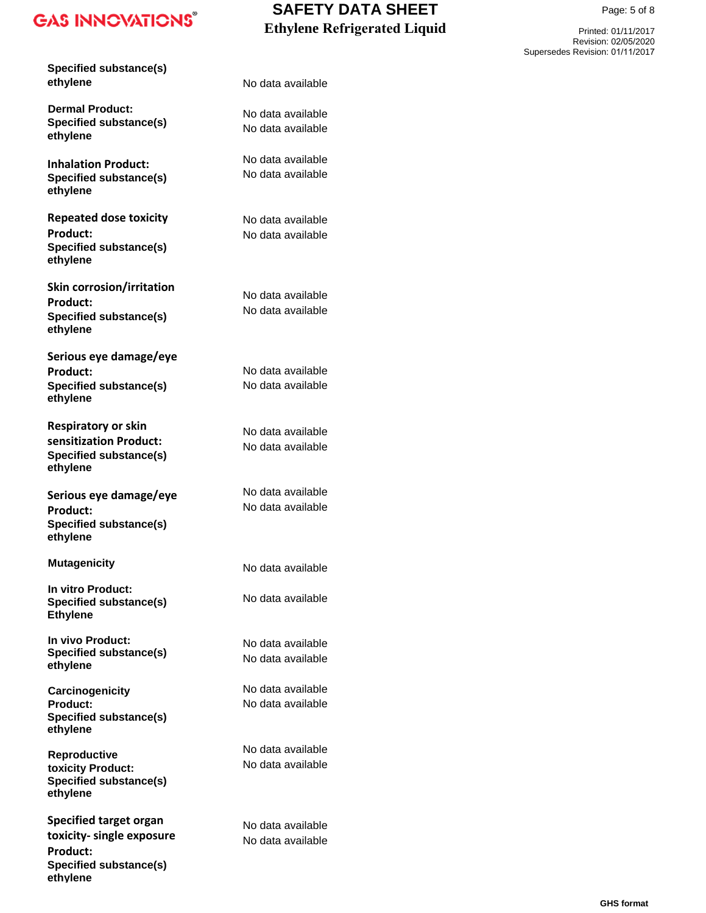**Specified substance(s)**
**ethylene** No data available

**Dermal Product:** No data available
**Specified substance(s)**
**ethylene** No data available

**Inhalation Product:** No data available
**Specified substance(s)**
**ethylene** No data available

**Repeated dose toxicity**
**Product:** No data available
**Specified substance(s)**
**ethylene** No data available

**Skin corrosion/irritation**
**Product:** No data available
**Specified substance(s)**
**ethylene** No data available

**Serious eye damage/eye**
**Product:** No data available
**Specified substance(s)**
**ethylene** No data available

**Respiratory or skin sensitization Product:** No data available
**Specified substance(s)**
**ethylene** No data available

**Serious eye damage/eye**
**Product:** No data available
**Specified substance(s)**
**ethylene** No data available

**Mutagenicity** No data available

**In vitro Product:** No data available
**Specified substance(s)**
**Ethylene**

**In vivo Product:** No data available
**Specified substance(s)**
**ethylene** No data available

**Carcinogenicity**
**Product:** No data available
**Specified substance(s)**
**ethylene** No data available

**Reproductive toxicity Product:** No data available
**Specified substance(s)**
**ethylene** No data available

**Specified target organ toxicity- single exposure**
**Product:** No data available
**Specified substance(s)**
**ethylene** No data available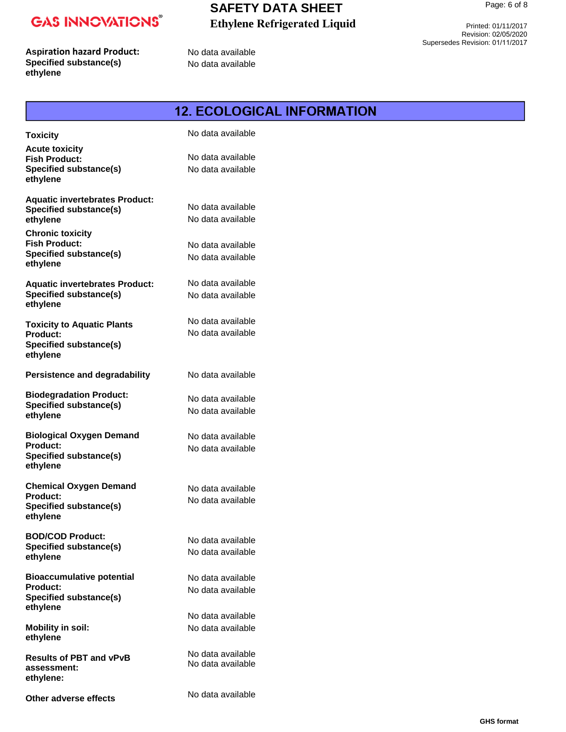**Aspiration hazard Product:** No data available
**Specified substance(s)**
**ethylene** No data available

## 12. ECOLOGICAL INFORMATION

**Toxicity** No data available

**Acute toxicity**

**Fish Product:** No data available
**Specified substance(s)**
**ethylene** No data available

**Aquatic invertebrates Product:** No data available
**Specified substance(s)**
**ethylene** No data available

**Chronic toxicity**

**Fish Product:** No data available
**Specified substance(s)**
**ethylene** No data available

**Aquatic invertebrates Product:** No data available
**Specified substance(s)**
**ethylene** No data available

**Toxicity to Aquatic Plants**
**Product:** No data available
**Specified substance(s)**
**ethylene** No data available

**Persistence and degradability** No data available

**Biodegradation Product:** No data available
**Specified substance(s)**
**ethylene** No data available

**Biological Oxygen Demand**
**Product:** No data available
**Specified substance(s)**
**ethylene** No data available

**Chemical Oxygen Demand**
**Product:** No data available
**Specified substance(s)**
**ethylene** No data available

**BOD/COD Product:** No data available
**Specified substance(s)**
**ethylene** No data available

**Bioaccumulative potential**
**Product:** No data available
**Specified substance(s)**
**ethylene** No data available

**Mobility in soil:** No data available
**ethylene** No data available

**Results of PBT and vPvB assessment:** No data available
**ethylene:** No data available

**Other adverse effects** No data available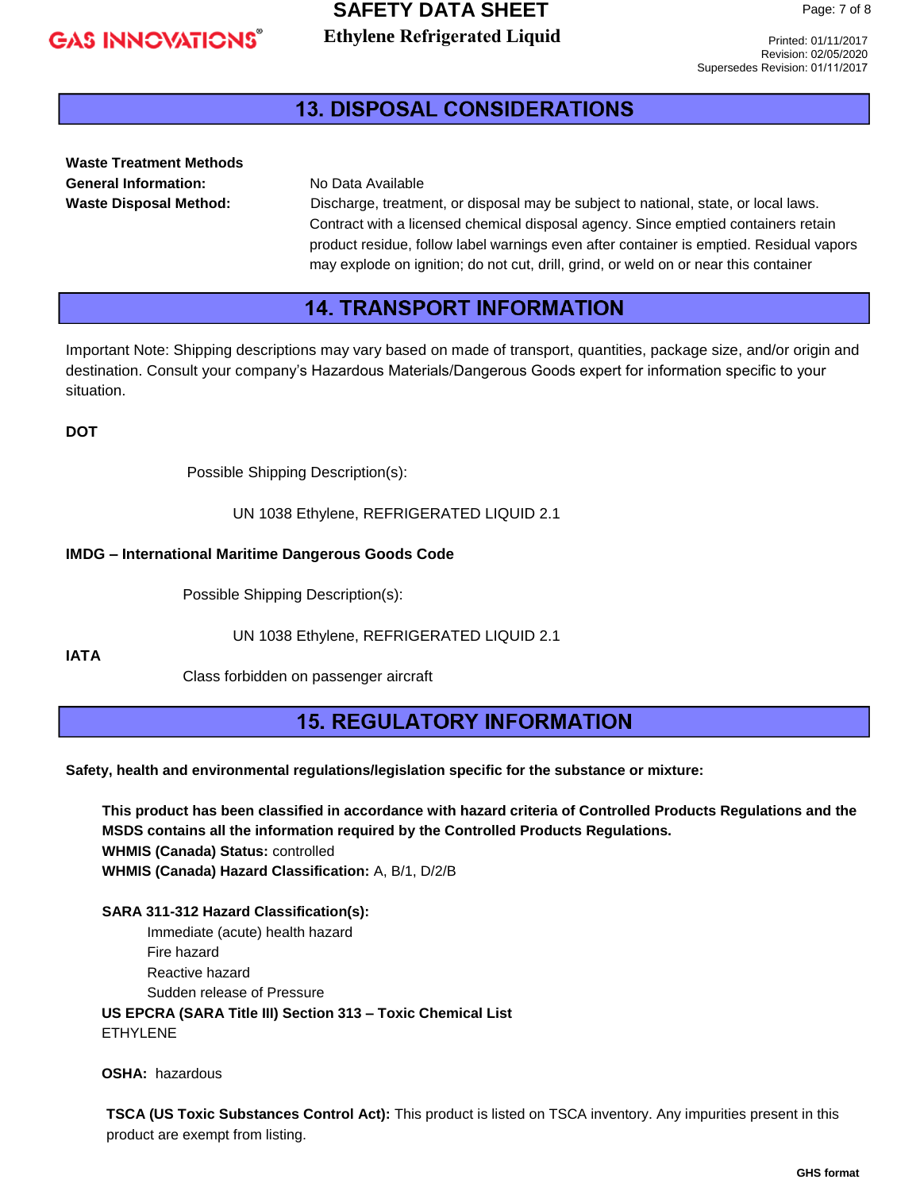## 13. DISPOSAL CONSIDERATIONS

**Waste Treatment Methods**

**General Information:** No Data Available

**Waste Disposal Method:** Discharge, treatment, or disposal may be subject to national, state, or local laws. Contract with a licensed chemical disposal agency. Since emptied containers retain product residue, follow label warnings even after container is emptied. Residual vapors may explode on ignition; do not cut, drill, grind, or weld on or near this container

## 14. TRANSPORT INFORMATION

Important Note: Shipping descriptions may vary based on made of transport, quantities, package size, and/or origin and destination. Consult your company's Hazardous Materials/Dangerous Goods expert for information specific to your situation.

**DOT**

Possible Shipping Description(s):

UN 1038 Ethylene, REFRIGERATED LIQUID 2.1

**IMDG – International Maritime Dangerous Goods Code**

Possible Shipping Description(s):

UN 1038 Ethylene, REFRIGERATED LIQUID 2.1

**IATA**

Class forbidden on passenger aircraft

## 15. REGULATORY INFORMATION

**Safety, health and environmental regulations/legislation specific for the substance or mixture:**

**This product has been classified in accordance with hazard criteria of Controlled Products Regulations and the MSDS contains all the information required by the Controlled Products Regulations.**

**WHMIS (Canada) Status:** controlled

**WHMIS (Canada) Hazard Classification:** A, B/1, D/2/B

**SARA 311-312 Hazard Classification(s):**

- Immediate (acute) health hazard
- Fire hazard
- Reactive hazard
- Sudden release of Pressure

**US EPCRA (SARA Title III) Section 313 – Toxic Chemical List**

ETHYLENE

**OSHA:** hazardous

**TSCA (US Toxic Substances Control Act):** This product is listed on TSCA inventory. Any impurities present in this product are exempt from listing.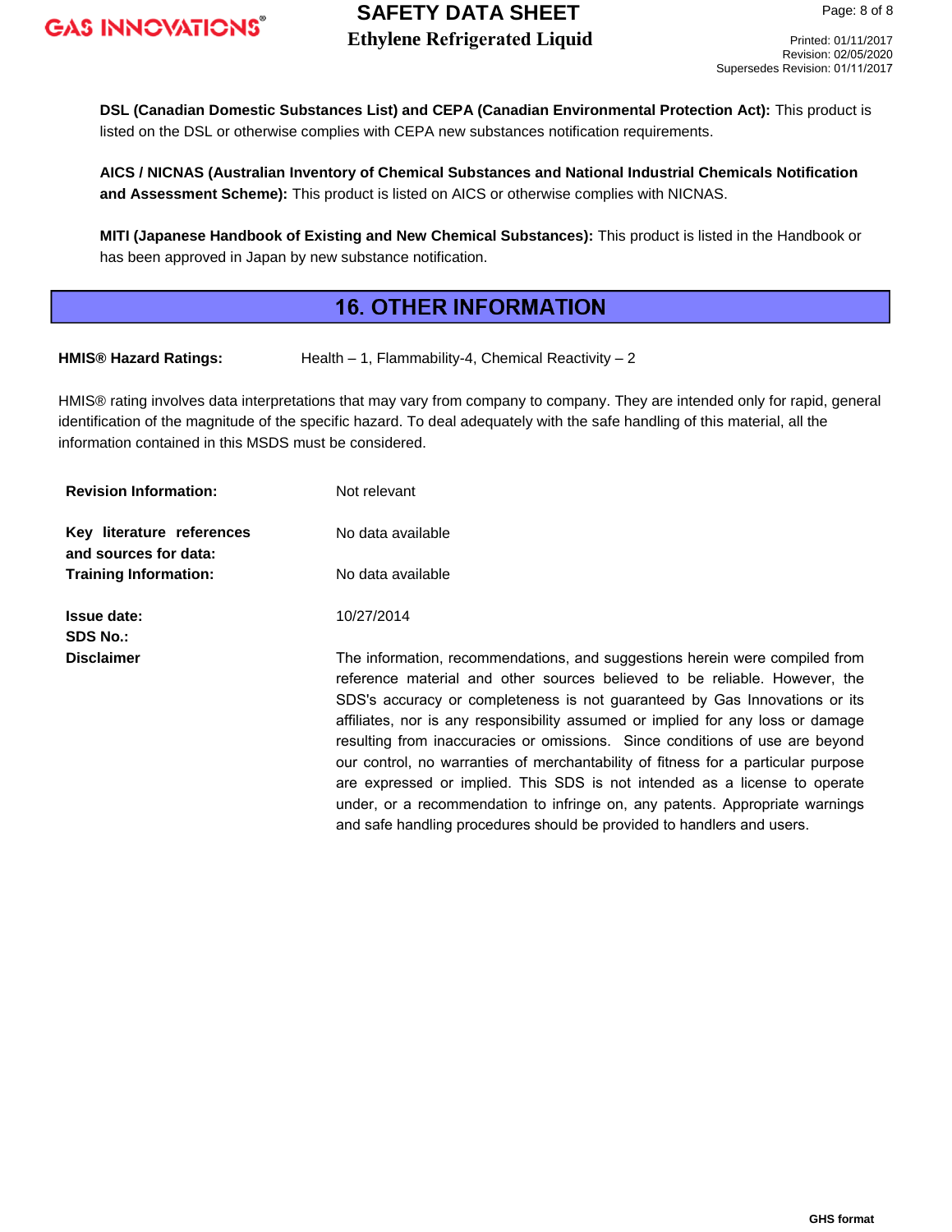**DSL (Canadian Domestic Substances List) and CEPA (Canadian Environmental Protection Act):** This product is listed on the DSL or otherwise complies with CEPA new substances notification requirements.

**AICS / NICNAS (Australian Inventory of Chemical Substances and National Industrial Chemicals Notification and Assessment Scheme):** This product is listed on AICS or otherwise complies with NICNAS.

**MITI (Japanese Handbook of Existing and New Chemical Substances):** This product is listed in the Handbook or has been approved in Japan by new substance notification.

## 16. OTHER INFORMATION

**HMIS® Hazard Ratings:** Health – 1, Flammability-4, Chemical Reactivity – 2

HMIS® rating involves data interpretations that may vary from company to company. They are intended only for rapid, general identification of the magnitude of the specific hazard. To deal adequately with the safe handling of this material, all the information contained in this MSDS must be considered.

| | |
|---|---|
| **Revision Information:** | Not relevant |
| **Key literature references and sources for data:** | No data available |
| **Training Information:** | No data available |
| **Issue date:** | 10/27/2014 |
| **SDS No.:** | |
| **Disclaimer** | The information, recommendations, and suggestions herein were compiled from reference material and other sources believed to be reliable. However, the SDS's accuracy or completeness is not guaranteed by Gas Innovations or its affiliates, nor is any responsibility assumed or implied for any loss or damage resulting from inaccuracies or omissions. Since conditions of use are beyond our control, no warranties of merchantability of fitness for a particular purpose are expressed or implied. This SDS is not intended as a license to operate under, or a recommendation to infringe on, any patents. Appropriate warnings and safe handling procedures should be provided to handlers and users. |